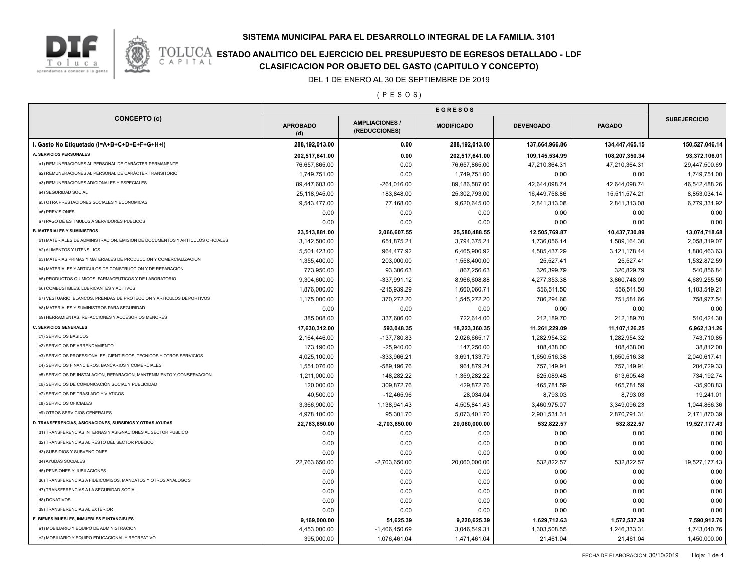# SISTEMA MUNICIPAL PARA EL DESARROLLO INTEGRAL DE LA FAMILIA. 3101

## ESTADO ANALITICO DEL EJERCICIO DEL PRESUPUESTO DE EGRESOS DETALLADO - LDF

## CLASIFICACION POR OBJETO DEL GASTO (CAPITULO Y CONCEPTO)

DEL 1 DE ENERO AL 30 DE SEPTIEMBRE DE 2019

( P E S O S )

| CONCEPTO (c) | EGRESOS | | | | | SUBEJERCICIO |
|---|---|---|---|---|---|---|
| | APROBADO (d) | AMPLIACIONES / (REDUCCIONES) | MODIFICADO | DEVENGADO | PAGADO | |
| **I. Gasto No Etiquetado (I=A+B+C+D+E+F+G+H+I)** | **288,192,013.00** | **0.00** | **288,192,013.00** | **137,664,966.86** | **134,447,465.15** | **150,527,046.14** |
| **A. SERVICIOS PERSONALES** | **202,517,641.00** | **0.00** | **202,517,641.00** | **109,145,534.99** | **108,207,350.34** | **93,372,106.01** |
| a1) REMUNERACIONES AL PERSONAL DE CARÁCTER PERMANENTE | 76,657,865.00 | 0.00 | 76,657,865.00 | 47,210,364.31 | 47,210,364.31 | 29,447,500.69 |
| a2) REMUNERACIONES AL PERSONAL DE CARÁCTER TRANSITORIO | 1,749,751.00 | 0.00 | 1,749,751.00 | 0.00 | 0.00 | 1,749,751.00 |
| a3) REMUNERACIONES ADICIONALES Y ESPECIALES | 89,447,603.00 | -261,016.00 | 89,186,587.00 | 42,644,098.74 | 42,644,098.74 | 46,542,488.26 |
| a4) SEGURIDAD SOCIAL | 25,118,945.00 | 183,848.00 | 25,302,793.00 | 16,449,758.86 | 15,511,574.21 | 8,853,034.14 |
| a5) OTRA PRESTACIONES SOCIALES Y ECONOMICAS | 9,543,477.00 | 77,168.00 | 9,620,645.00 | 2,841,313.08 | 2,841,313.08 | 6,779,331.92 |
| a6) PREVISIONES | 0.00 | 0.00 | 0.00 | 0.00 | 0.00 | 0.00 |
| a7) PAGO DE ESTIMULOS A SERVIDORES PUBLICOS | 0.00 | 0.00 | 0.00 | 0.00 | 0.00 | 0.00 |
| **B. MATERIALES Y SUMINISTROS** | **23,513,881.00** | **2,066,607.55** | **25,580,488.55** | **12,505,769.87** | **10,437,730.89** | **13,074,718.68** |
| b1) MATERIALES DE ADMINISTRACION, EMISION DE DOCUMENTOS Y ARTICULOS OFICIALES | 3,142,500.00 | 651,875.21 | 3,794,375.21 | 1,736,056.14 | 1,589,164.30 | 2,058,319.07 |
| b2) ALIMENTOS Y UTENSILIOS | 5,501,423.00 | 964,477.92 | 6,465,900.92 | 4,585,437.29 | 3,121,178.44 | 1,880,463.63 |
| b3) MATERIAS PRIMAS Y MATERIALES DE PRODUCCION Y COMERCIALIZACION | 1,355,400.00 | 203,000.00 | 1,558,400.00 | 25,527.41 | 25,527.41 | 1,532,872.59 |
| b4) MATERIALES Y ARTICULOS DE CONSTRUCCION Y DE REPARACION | 773,950.00 | 93,306.63 | 867,256.63 | 326,399.79 | 320,829.79 | 540,856.84 |
| b5) PRODUCTOS QUIMICOS, FARMACEUTICOS Y DE LABORATORIO | 9,304,600.00 | -337,991.12 | 8,966,608.88 | 4,277,353.38 | 3,860,748.09 | 4,689,255.50 |
| b6) COMBUSTIBLES, LUBRICANTES Y ADITIVOS | 1,876,000.00 | -215,939.29 | 1,660,060.71 | 556,511.50 | 556,511.50 | 1,103,549.21 |
| b7) VESTUARIO, BLANCOS, PRENDAS DE PROTECCION Y ARTICULOS DEPORTIVOS | 1,175,000.00 | 370,272.20 | 1,545,272.20 | 786,294.66 | 751,581.66 | 758,977.54 |
| b8) MATERIALES Y SUMINISTROS PARA SEGURIDAD | 0.00 | 0.00 | 0.00 | 0.00 | 0.00 | 0.00 |
| b9) HERRAMIENTAS, REFACCIONES Y ACCESORIOS MENORES | 385,008.00 | 337,606.00 | 722,614.00 | 212,189.70 | 212,189.70 | 510,424.30 |
| **C. SERVICIOS GENERALES** | **17,630,312.00** | **593,048.35** | **18,223,360.35** | **11,261,229.09** | **11,107,126.25** | **6,962,131.26** |
| c1) SERVICIOS BASICOS | 2,164,446.00 | -137,780.83 | 2,026,665.17 | 1,282,954.32 | 1,282,954.32 | 743,710.85 |
| c2) SERVICIOS DE ARRENDAMIENTO | 173,190.00 | -25,940.00 | 147,250.00 | 108,438.00 | 108,438.00 | 38,812.00 |
| c3) SERVICIOS PROFESIONALES, CIENTIFICOS, TECNICOS Y OTROS SERVICIOS | 4,025,100.00 | -333,966.21 | 3,691,133.79 | 1,650,516.38 | 1,650,516.38 | 2,040,617.41 |
| c4) SERVICIOS FINANCIEROS, BANCARIOS Y COMERCIALES | 1,551,076.00 | -589,196.76 | 961,879.24 | 757,149.91 | 757,149.91 | 204,729.33 |
| c5) SERVICIOS DE INSTALACION, REPARACION, MANTENIMIENTO Y CONSERVACION | 1,211,000.00 | 148,282.22 | 1,359,282.22 | 625,089.48 | 613,605.48 | 734,192.74 |
| c6) SERVICIOS DE COMUNICACIÓN SOCIAL Y PUBLICIDAD | 120,000.00 | 309,872.76 | 429,872.76 | 465,781.59 | 465,781.59 | -35,908.83 |
| c7) SERVICIOS DE TRASLADO Y VIATICOS | 40,500.00 | -12,465.96 | 28,034.04 | 8,793.03 | 8,793.03 | 19,241.01 |
| c8) SERVICIOS OFICIALES | 3,366,900.00 | 1,138,941.43 | 4,505,841.43 | 3,460,975.07 | 3,349,096.23 | 1,044,866.36 |
| c9) OTROS SERVICIOS GENERALES | 4,978,100.00 | 95,301.70 | 5,073,401.70 | 2,901,531.31 | 2,870,791.31 | 2,171,870.39 |
| **D. TRANSFERENCIAS, ASIGNACIONES, SUBSIDIOS Y OTRAS AYUDAS** | **22,763,650.00** | **-2,703,650.00** | **20,060,000.00** | **532,822.57** | **532,822.57** | **19,527,177.43** |
| d1) TRANSFERENCIAS INTERNAS Y ASIGNACIONES AL SECTOR PUBLICO | 0.00 | 0.00 | 0.00 | 0.00 | 0.00 | 0.00 |
| d2) TRANSFERENCIAS AL RESTO DEL SECTOR PUBLICO | 0.00 | 0.00 | 0.00 | 0.00 | 0.00 | 0.00 |
| d3) SUBSIDIOS Y SUBVENCIONES | 0.00 | 0.00 | 0.00 | 0.00 | 0.00 | 0.00 |
| d4) AYUDAS SOCIALES | 22,763,650.00 | -2,703,650.00 | 20,060,000.00 | 532,822.57 | 532,822.57 | 19,527,177.43 |
| d5) PENSIONES Y JUBILACIONES | 0.00 | 0.00 | 0.00 | 0.00 | 0.00 | 0.00 |
| d6) TRANSFERENCIAS A FIDEICOMISOS, MANDATOS Y OTROS ANALOGOS | 0.00 | 0.00 | 0.00 | 0.00 | 0.00 | 0.00 |
| d7) TRANSFERENCIAS A LA SEGURIDAD SOCIAL | 0.00 | 0.00 | 0.00 | 0.00 | 0.00 | 0.00 |
| d8) DONATIVOS | 0.00 | 0.00 | 0.00 | 0.00 | 0.00 | 0.00 |
| d9) TRANSFERENCIAS AL EXTERIOR | 0.00 | 0.00 | 0.00 | 0.00 | 0.00 | 0.00 |
| **E. BIENES MUEBLES, INMUEBLES E INTANGIBLES** | **9,169,000.00** | **51,625.39** | **9,220,625.39** | **1,629,712.63** | **1,572,537.39** | **7,590,912.76** |
| e1) MOBILIARIO Y EQUIPO DE ADMINISTRACION | 4,453,000.00 | -1,406,450.69 | 3,046,549.31 | 1,303,508.55 | 1,246,333.31 | 1,743,040.76 |
| e2) MOBILIARIO Y EQUIPO EDUCACIONAL Y RECREATIVO | 395,000.00 | 1,076,461.04 | 1,471,461.04 | 21,461.04 | 21,461.04 | 1,450,000.00 |

FECHA DE ELABORACION: 30/10/2019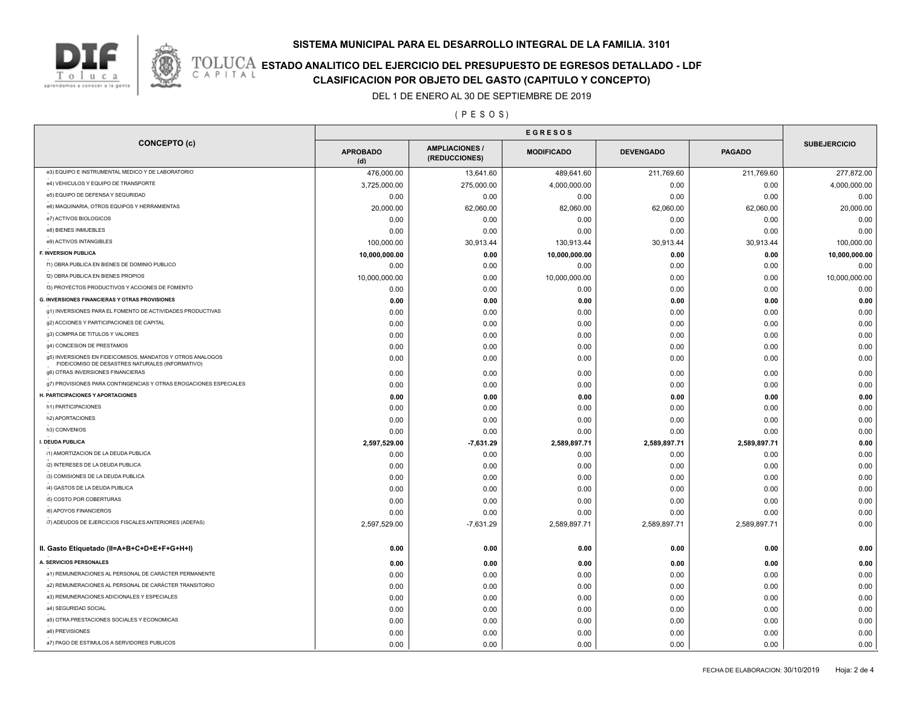# SISTEMA MUNICIPAL PARA EL DESARROLLO INTEGRAL DE LA FAMILIA. 3101

## ESTADO ANALITICO DEL EJERCICIO DEL PRESUPUESTO DE EGRESOS DETALLADO - LDF

## CLASIFICACION POR OBJETO DEL GASTO (CAPITULO Y CONCEPTO)

DEL 1 DE ENERO AL 30 DE SEPTIEMBRE DE 2019

( P E S O S )

| CONCEPTO (c) | EGRESOS | | | | | SUBEJERCICIO |
|---|---|---|---|---|---|---|
| | APROBADO (d) | AMPLIACIONES / (REDUCCIONES) | MODIFICADO | DEVENGADO | PAGADO | |
| e3) EQUIPO E INSTRUMENTAL MEDICO Y DE LABORATORIO | 476,000.00 | 13,641.60 | 489,641.60 | 211,769.60 | 211,769.60 | 277,872.00 |
| e4) VEHICULOS Y EQUIPO DE TRANSPORTE | 3,725,000.00 | 275,000.00 | 4,000,000.00 | 0.00 | 0.00 | 4,000,000.00 |
| e5) EQUIPO DE DEFENSA Y SEGURIDAD | 0.00 | 0.00 | 0.00 | 0.00 | 0.00 | 0.00 |
| e6) MAQUINARIA, OTROS EQUIPOS Y HERRAMIENTAS | 20,000.00 | 62,060.00 | 82,060.00 | 62,060.00 | 62,060.00 | 20,000.00 |
| e7) ACTIVOS BIOLOGICOS | 0.00 | 0.00 | 0.00 | 0.00 | 0.00 | 0.00 |
| e8) BIENES INMUEBLES | 0.00 | 0.00 | 0.00 | 0.00 | 0.00 | 0.00 |
| e9) ACTIVOS INTANGIBLES | 100,000.00 | 30,913.44 | 130,913.44 | 30,913.44 | 30,913.44 | 100,000.00 |
| **F. INVERSION PUBLICA** | **10,000,000.00** | **0.00** | **10,000,000.00** | **0.00** | **0.00** | **10,000,000.00** |
| f1) OBRA PUBLICA EN BIENES DE DOMINIO PUBLICO | 0.00 | 0.00 | 0.00 | 0.00 | 0.00 | 0.00 |
| f2) OBRA PUBLICA EN BIENES PROPIOS | 10,000,000.00 | 0.00 | 10,000,000.00 | 0.00 | 0.00 | 10,000,000.00 |
| f3) PROYECTOS PRODUCTIVOS Y ACCIONES DE FOMENTO | 0.00 | 0.00 | 0.00 | 0.00 | 0.00 | 0.00 |
| **G. INVERSIONES FINANCIERAS Y OTRAS PROVISIONES** | **0.00** | **0.00** | **0.00** | **0.00** | **0.00** | **0.00** |
| g1) INVERSIONES PARA EL FOMENTO DE ACTIVIDADES PRODUCTIVAS | 0.00 | 0.00 | 0.00 | 0.00 | 0.00 | 0.00 |
| g2) ACCIONES Y PARTICIPACIONES DE CAPITAL | 0.00 | 0.00 | 0.00 | 0.00 | 0.00 | 0.00 |
| g3) COMPRA DE TITULOS Y VALORES | 0.00 | 0.00 | 0.00 | 0.00 | 0.00 | 0.00 |
| g4) CONCESION DE PRESTAMOS | 0.00 | 0.00 | 0.00 | 0.00 | 0.00 | 0.00 |
| g5) INVERSIONES EN FIDEICOMISOS, MANDATOS Y OTROS ANALOGOS FIDEICOMISO DE DESASTRES NATURALES (INFORMATIVO) | 0.00 | 0.00 | 0.00 | 0.00 | 0.00 | 0.00 |
| g6) OTRAS INVERSIONES FINANCIERAS | 0.00 | 0.00 | 0.00 | 0.00 | 0.00 | 0.00 |
| g7) PROVISIONES PARA CONTINGENCIAS Y OTRAS EROGACIONES ESPECIALES | 0.00 | 0.00 | 0.00 | 0.00 | 0.00 | 0.00 |
| **H. PARTICIPACIONES Y APORTACIONES** | **0.00** | **0.00** | **0.00** | **0.00** | **0.00** | **0.00** |
| h1) PARTICIPACIONES | 0.00 | 0.00 | 0.00 | 0.00 | 0.00 | 0.00 |
| h2) APORTACIONES | 0.00 | 0.00 | 0.00 | 0.00 | 0.00 | 0.00 |
| h3) CONVENIOS | 0.00 | 0.00 | 0.00 | 0.00 | 0.00 | 0.00 |
| **I. DEUDA PUBLICA** | **2,597,529.00** | **-7,631.29** | **2,589,897.71** | **2,589,897.71** | **2,589,897.71** | **0.00** |
| i1) AMORTIZACION DE LA DEUDA PUBLICA | 0.00 | 0.00 | 0.00 | 0.00 | 0.00 | 0.00 |
| i2) INTERESES DE LA DEUDA PUBLICA | 0.00 | 0.00 | 0.00 | 0.00 | 0.00 | 0.00 |
| i3) COMISIONES DE LA DEUDA PUBLICA | 0.00 | 0.00 | 0.00 | 0.00 | 0.00 | 0.00 |
| i4) GASTOS DE LA DEUDA PUBLICA | 0.00 | 0.00 | 0.00 | 0.00 | 0.00 | 0.00 |
| i5) COSTO POR COBERTURAS | 0.00 | 0.00 | 0.00 | 0.00 | 0.00 | 0.00 |
| i6) APOYOS FINANCIEROS | 0.00 | 0.00 | 0.00 | 0.00 | 0.00 | 0.00 |
| i7) ADEUDOS DE EJERCICIOS FISCALES ANTERIORES (ADEFAS) | 2,597,529.00 | -7,631.29 | 2,589,897.71 | 2,589,897.71 | 2,589,897.71 | 0.00 |
| **II. Gasto Etiquetado (II=A+B+C+D+E+F+G+H+I)** | **0.00** | **0.00** | **0.00** | **0.00** | **0.00** | **0.00** |
| **A. SERVICIOS PERSONALES** | **0.00** | **0.00** | **0.00** | **0.00** | **0.00** | **0.00** |
| a1) REMUNERACIONES AL PERSONAL DE CARÁCTER PERMANENTE | 0.00 | 0.00 | 0.00 | 0.00 | 0.00 | 0.00 |
| a2) REMUNERACIONES AL PERSONAL DE CARÁCTER TRANSITORIO | 0.00 | 0.00 | 0.00 | 0.00 | 0.00 | 0.00 |
| a3) REMUNERACIONES ADICIONALES Y ESPECIALES | 0.00 | 0.00 | 0.00 | 0.00 | 0.00 | 0.00 |
| a4) SEGURIDAD SOCIAL | 0.00 | 0.00 | 0.00 | 0.00 | 0.00 | 0.00 |
| a5) OTRA PRESTACIONES SOCIALES Y ECONOMICAS | 0.00 | 0.00 | 0.00 | 0.00 | 0.00 | 0.00 |
| a6) PREVISIONES | 0.00 | 0.00 | 0.00 | 0.00 | 0.00 | 0.00 |
| a7) PAGO DE ESTIMULOS A SERVIDORES PUBLICOS | 0.00 | 0.00 | 0.00 | 0.00 | 0.00 | 0.00 |

FECHA DE ELABORACION: 30/10/2019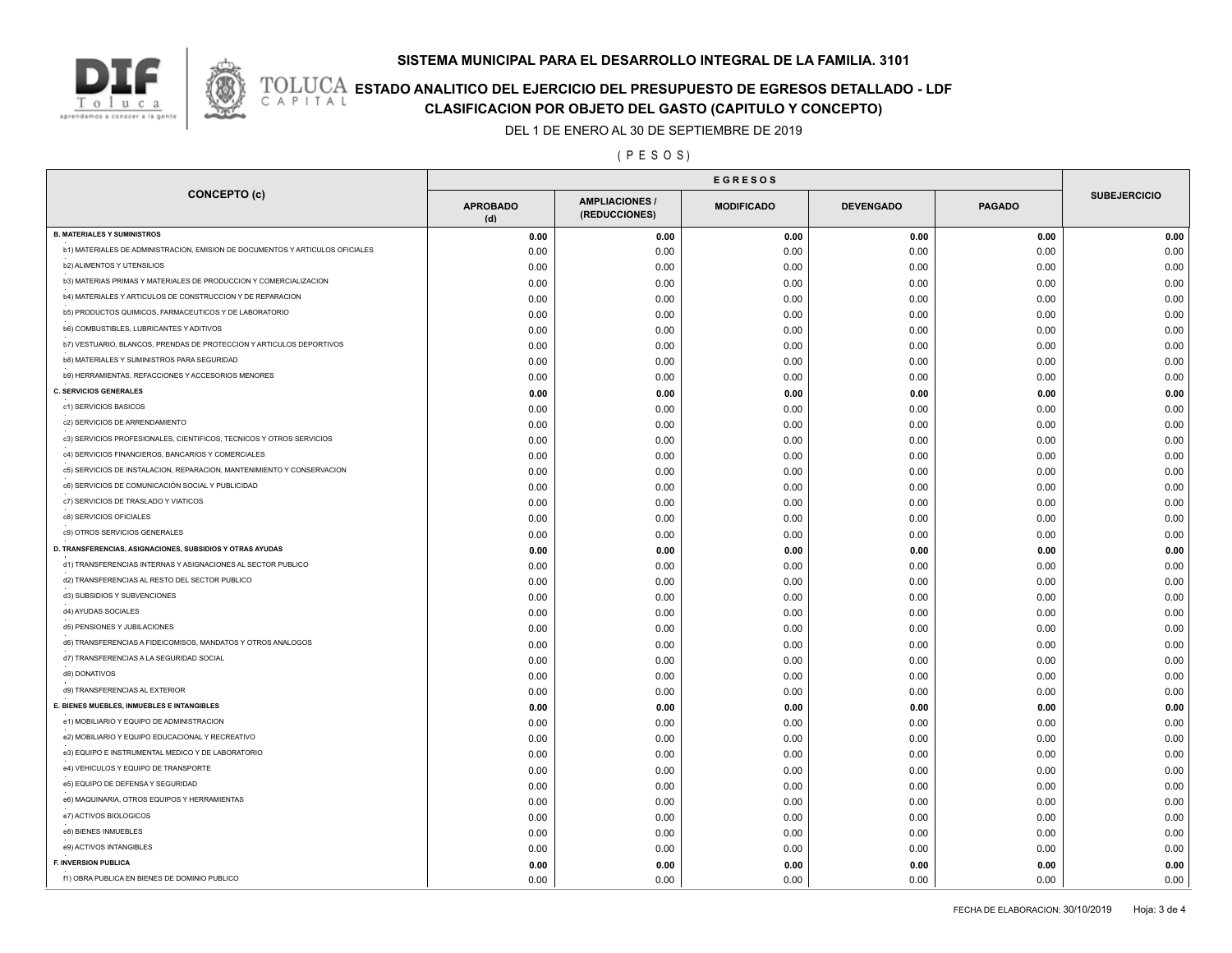# SISTEMA MUNICIPAL PARA EL DESARROLLO INTEGRAL DE LA FAMILIA. 3101

## ESTADO ANALITICO DEL EJERCICIO DEL PRESUPUESTO DE EGRESOS DETALLADO - LDF

## CLASIFICACION POR OBJETO DEL GASTO (CAPITULO Y CONCEPTO)

DEL 1 DE ENERO AL 30 DE SEPTIEMBRE DE 2019

( P E S O S )

| CONCEPTO (c) | EGRESOS | | | | | SUBEJERCICIO |
|---|---|---|---|---|---|---|
| | APROBADO (d) | AMPLIACIONES / (REDUCCIONES) | MODIFICADO | DEVENGADO | PAGADO | |
| **B. MATERIALES Y SUMINISTROS** | **0.00** | **0.00** | **0.00** | **0.00** | **0.00** | **0.00** |
| b1) MATERIALES DE ADMINISTRACION, EMISION DE DOCUMENTOS Y ARTICULOS OFICIALES | 0.00 | 0.00 | 0.00 | 0.00 | 0.00 | 0.00 |
| b2) ALIMENTOS Y UTENSILIOS | 0.00 | 0.00 | 0.00 | 0.00 | 0.00 | 0.00 |
| b3) MATERIAS PRIMAS Y MATERIALES DE PRODUCCION Y COMERCIALIZACION | 0.00 | 0.00 | 0.00 | 0.00 | 0.00 | 0.00 |
| b4) MATERIALES Y ARTICULOS DE CONSTRUCCION Y DE REPARACION | 0.00 | 0.00 | 0.00 | 0.00 | 0.00 | 0.00 |
| b5) PRODUCTOS QUIMICOS, FARMACEUTICOS Y DE LABORATORIO | 0.00 | 0.00 | 0.00 | 0.00 | 0.00 | 0.00 |
| b6) COMBUSTIBLES, LUBRICANTES Y ADITIVOS | 0.00 | 0.00 | 0.00 | 0.00 | 0.00 | 0.00 |
| b7) VESTUARIO, BLANCOS, PRENDAS DE PROTECCION Y ARTICULOS DEPORTIVOS | 0.00 | 0.00 | 0.00 | 0.00 | 0.00 | 0.00 |
| b8) MATERIALES Y SUMINISTROS PARA SEGURIDAD | 0.00 | 0.00 | 0.00 | 0.00 | 0.00 | 0.00 |
| b9) HERRAMIENTAS, REFACCIONES Y ACCESORIOS MENORES | 0.00 | 0.00 | 0.00 | 0.00 | 0.00 | 0.00 |
| **C. SERVICIOS GENERALES** | **0.00** | **0.00** | **0.00** | **0.00** | **0.00** | **0.00** |
| c1) SERVICIOS BASICOS | 0.00 | 0.00 | 0.00 | 0.00 | 0.00 | 0.00 |
| c2) SERVICIOS DE ARRENDAMIENTO | 0.00 | 0.00 | 0.00 | 0.00 | 0.00 | 0.00 |
| c3) SERVICIOS PROFESIONALES, CIENTIFICOS, TECNICOS Y OTROS SERVICIOS | 0.00 | 0.00 | 0.00 | 0.00 | 0.00 | 0.00 |
| c4) SERVICIOS FINANCIEROS, BANCARIOS Y COMERCIALES | 0.00 | 0.00 | 0.00 | 0.00 | 0.00 | 0.00 |
| c5) SERVICIOS DE INSTALACION, REPARACION, MANTENIMIENTO Y CONSERVACION | 0.00 | 0.00 | 0.00 | 0.00 | 0.00 | 0.00 |
| c6) SERVICIOS DE COMUNICACIÓN SOCIAL Y PUBLICIDAD | 0.00 | 0.00 | 0.00 | 0.00 | 0.00 | 0.00 |
| c7) SERVICIOS DE TRASLADO Y VIATICOS | 0.00 | 0.00 | 0.00 | 0.00 | 0.00 | 0.00 |
| c8) SERVICIOS OFICIALES | 0.00 | 0.00 | 0.00 | 0.00 | 0.00 | 0.00 |
| c9) OTROS SERVICIOS GENERALES | 0.00 | 0.00 | 0.00 | 0.00 | 0.00 | 0.00 |
| **D. TRANSFERENCIAS, ASIGNACIONES, SUBSIDIOS Y OTRAS AYUDAS** | **0.00** | **0.00** | **0.00** | **0.00** | **0.00** | **0.00** |
| d1) TRANSFERENCIAS INTERNAS Y ASIGNACIONES AL SECTOR PUBLICO | 0.00 | 0.00 | 0.00 | 0.00 | 0.00 | 0.00 |
| d2) TRANSFERENCIAS AL RESTO DEL SECTOR PUBLICO | 0.00 | 0.00 | 0.00 | 0.00 | 0.00 | 0.00 |
| d3) SUBSIDIOS Y SUBVENCIONES | 0.00 | 0.00 | 0.00 | 0.00 | 0.00 | 0.00 |
| d4) AYUDAS SOCIALES | 0.00 | 0.00 | 0.00 | 0.00 | 0.00 | 0.00 |
| d5) PENSIONES Y JUBILACIONES | 0.00 | 0.00 | 0.00 | 0.00 | 0.00 | 0.00 |
| d6) TRANSFERENCIAS A FIDEICOMISOS, MANDATOS Y OTROS ANALOGOS | 0.00 | 0.00 | 0.00 | 0.00 | 0.00 | 0.00 |
| d7) TRANSFERENCIAS A LA SEGURIDAD SOCIAL | 0.00 | 0.00 | 0.00 | 0.00 | 0.00 | 0.00 |
| d8) DONATIVOS | 0.00 | 0.00 | 0.00 | 0.00 | 0.00 | 0.00 |
| d9) TRANSFERENCIAS AL EXTERIOR | 0.00 | 0.00 | 0.00 | 0.00 | 0.00 | 0.00 |
| **E. BIENES MUEBLES, INMUEBLES E INTANGIBLES** | **0.00** | **0.00** | **0.00** | **0.00** | **0.00** | **0.00** |
| e1) MOBILIARIO Y EQUIPO DE ADMINISTRACION | 0.00 | 0.00 | 0.00 | 0.00 | 0.00 | 0.00 |
| e2) MOBILIARIO Y EQUIPO EDUCACIONAL Y RECREATIVO | 0.00 | 0.00 | 0.00 | 0.00 | 0.00 | 0.00 |
| e3) EQUIPO E INSTRUMENTAL MEDICO Y DE LABORATORIO | 0.00 | 0.00 | 0.00 | 0.00 | 0.00 | 0.00 |
| e4) VEHICULOS Y EQUIPO DE TRANSPORTE | 0.00 | 0.00 | 0.00 | 0.00 | 0.00 | 0.00 |
| e5) EQUIPO DE DEFENSA Y SEGURIDAD | 0.00 | 0.00 | 0.00 | 0.00 | 0.00 | 0.00 |
| e6) MAQUINARIA, OTROS EQUIPOS Y HERRAMIENTAS | 0.00 | 0.00 | 0.00 | 0.00 | 0.00 | 0.00 |
| e7) ACTIVOS BIOLOGICOS | 0.00 | 0.00 | 0.00 | 0.00 | 0.00 | 0.00 |
| e8) BIENES INMUEBLES | 0.00 | 0.00 | 0.00 | 0.00 | 0.00 | 0.00 |
| e9) ACTIVOS INTANGIBLES | 0.00 | 0.00 | 0.00 | 0.00 | 0.00 | 0.00 |
| **F. INVERSION PUBLICA** | **0.00** | **0.00** | **0.00** | **0.00** | **0.00** | **0.00** |
| f1) OBRA PUBLICA EN BIENES DE DOMINIO PUBLICO | 0.00 | 0.00 | 0.00 | 0.00 | 0.00 | 0.00 |

FECHA DE ELABORACION: 30/10/2019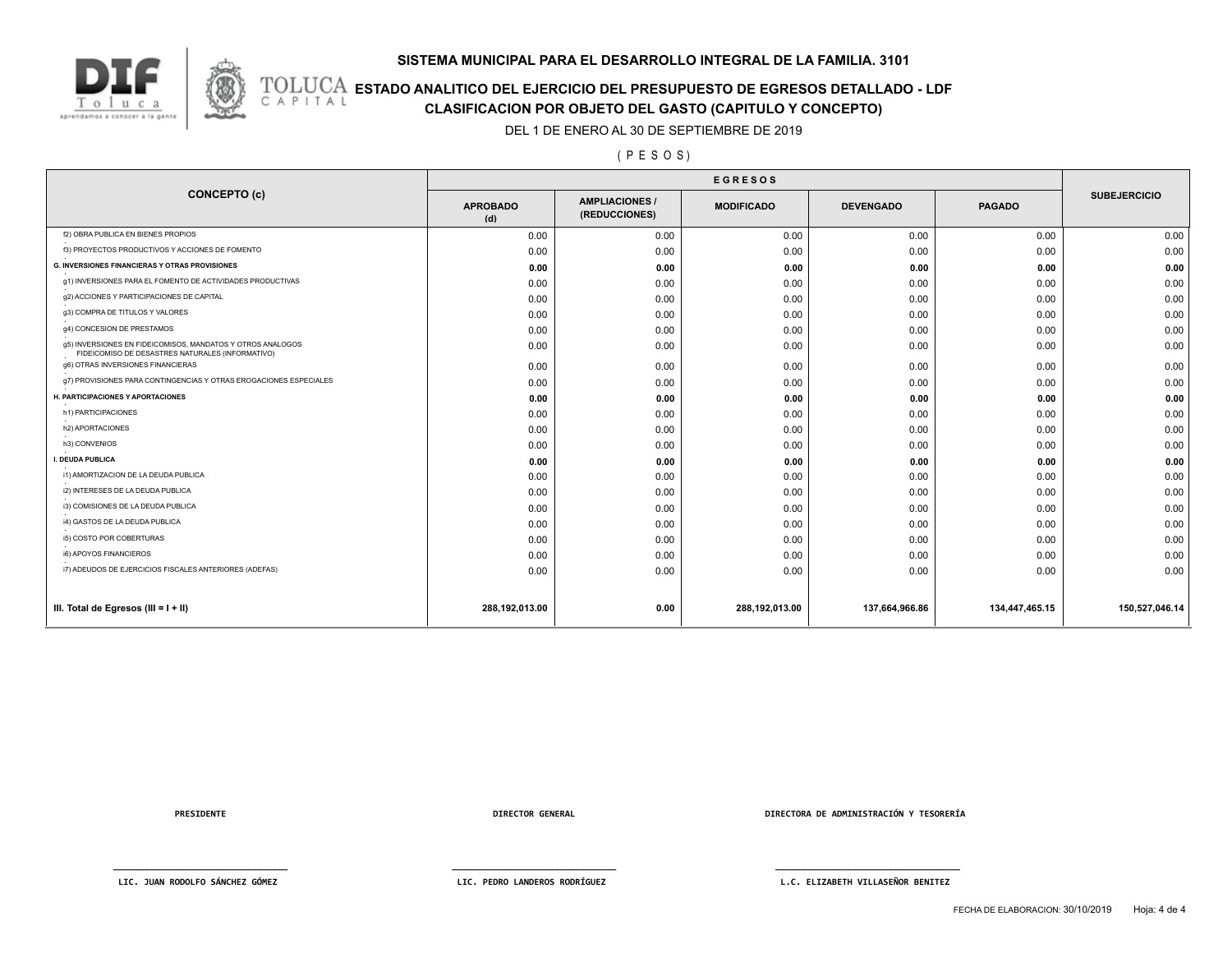## SISTEMA MUNICIPAL PARA EL DESARROLLO INTEGRAL DE LA FAMILIA. 3101

### ESTADO ANALITICO DEL EJERCICIO DEL PRESUPUESTO DE EGRESOS DETALLADO - LDF

### CLASIFICACION POR OBJETO DEL GASTO (CAPITULO Y CONCEPTO)

DEL 1 DE ENERO AL 30 DE SEPTIEMBRE DE 2019

( P E S O S )

| CONCEPTO (c) | EGRESOS | | | | | SUBEJERCICIO |
|---|---|---|---|---|---|---|
| | APROBADO (d) | AMPLIACIONES / (REDUCCIONES) | MODIFICADO | DEVENGADO | PAGADO | |
| f2) OBRA PUBLICA EN BIENES PROPIOS | 0.00 | 0.00 | 0.00 | 0.00 | 0.00 | 0.00 |
| f3) PROYECTOS PRODUCTIVOS Y ACCIONES DE FOMENTO | 0.00 | 0.00 | 0.00 | 0.00 | 0.00 | 0.00 |
| **G. INVERSIONES FINANCIERAS Y OTRAS PROVISIONES** | **0.00** | **0.00** | **0.00** | **0.00** | **0.00** | **0.00** |
| g1) INVERSIONES PARA EL FOMENTO DE ACTIVIDADES PRODUCTIVAS | 0.00 | 0.00 | 0.00 | 0.00 | 0.00 | 0.00 |
| g2) ACCIONES Y PARTICIPACIONES DE CAPITAL | 0.00 | 0.00 | 0.00 | 0.00 | 0.00 | 0.00 |
| g3) COMPRA DE TITULOS Y VALORES | 0.00 | 0.00 | 0.00 | 0.00 | 0.00 | 0.00 |
| g4) CONCESION DE PRESTAMOS | 0.00 | 0.00 | 0.00 | 0.00 | 0.00 | 0.00 |
| g5) INVERSIONES EN FIDEICOMISOS, MANDATOS Y OTROS ANALOGOS FIDEICOMISO DE DESASTRES NATURALES (INFORMATIVO) | 0.00 | 0.00 | 0.00 | 0.00 | 0.00 | 0.00 |
| g6) OTRAS INVERSIONES FINANCIERAS | 0.00 | 0.00 | 0.00 | 0.00 | 0.00 | 0.00 |
| g7) PROVISIONES PARA CONTINGENCIAS Y OTRAS EROGACIONES ESPECIALES | 0.00 | 0.00 | 0.00 | 0.00 | 0.00 | 0.00 |
| **H. PARTICIPACIONES Y APORTACIONES** | **0.00** | **0.00** | **0.00** | **0.00** | **0.00** | **0.00** |
| h1) PARTICIPACIONES | 0.00 | 0.00 | 0.00 | 0.00 | 0.00 | 0.00 |
| h2) APORTACIONES | 0.00 | 0.00 | 0.00 | 0.00 | 0.00 | 0.00 |
| h3) CONVENIOS | 0.00 | 0.00 | 0.00 | 0.00 | 0.00 | 0.00 |
| **I. DEUDA PUBLICA** | **0.00** | **0.00** | **0.00** | **0.00** | **0.00** | **0.00** |
| i1) AMORTIZACION DE LA DEUDA PUBLICA | 0.00 | 0.00 | 0.00 | 0.00 | 0.00 | 0.00 |
| i2) INTERESES DE LA DEUDA PUBLICA | 0.00 | 0.00 | 0.00 | 0.00 | 0.00 | 0.00 |
| i3) COMISIONES DE LA DEUDA PUBLICA | 0.00 | 0.00 | 0.00 | 0.00 | 0.00 | 0.00 |
| i4) GASTOS DE LA DEUDA PUBLICA | 0.00 | 0.00 | 0.00 | 0.00 | 0.00 | 0.00 |
| i5) COSTO POR COBERTURAS | 0.00 | 0.00 | 0.00 | 0.00 | 0.00 | 0.00 |
| i6) APOYOS FINANCIEROS | 0.00 | 0.00 | 0.00 | 0.00 | 0.00 | 0.00 |
| i7) ADEUDOS DE EJERCICIOS FISCALES ANTERIORES (ADEFAS) | 0.00 | 0.00 | 0.00 | 0.00 | 0.00 | 0.00 |
| **III. Total de Egresos (III = I + II)** | **288,192,013.00** | **0.00** | **288,192,013.00** | **137,664,966.86** | **134,447,465.15** | **150,527,046.14** |

| PRESIDENTE | DIRECTOR GENERAL | DIRECTORA DE ADMINISTRACIÓN Y TESORERÍA |
|---|---|---|
| LIC. JUAN RODOLFO SÁNCHEZ GÓMEZ | LIC. PEDRO LANDEROS RODRÍGUEZ | L.C. ELIZABETH VILLASEÑOR BENITEZ |

FECHA DE ELABORACION: 30/10/2019